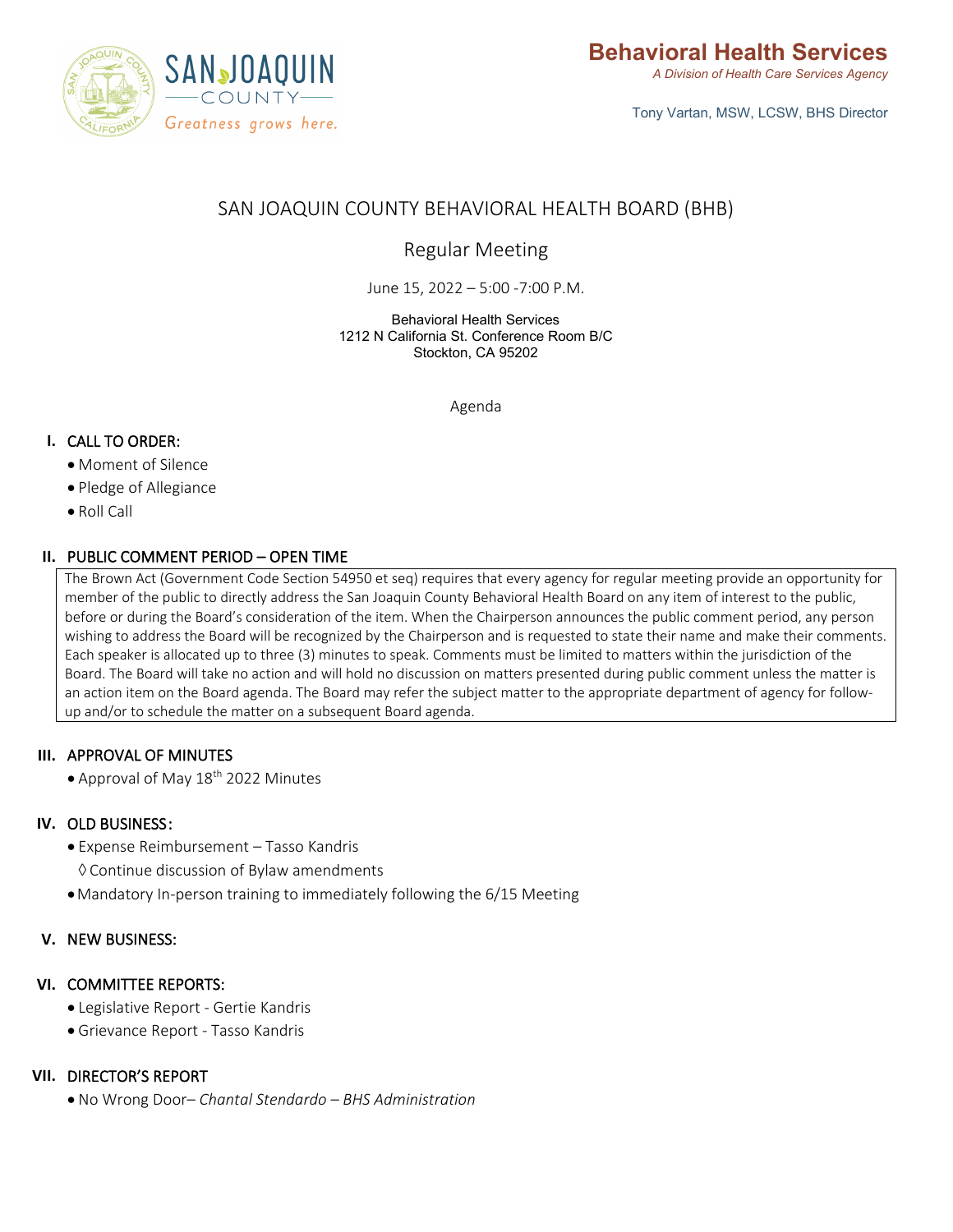SAN JOAQUIN COUNTY

Greatness grows here.

**Behavioral Health Services**

*A Division of Health Care Services Agency*

Tony Vartan, MSW, LCSW, BHS Director

# SAN JOAQUIN COUNTY BEHAVIORAL HEALTH BOARD (BHB)

## Regular Meeting

June 15, 2022 – 5:00 -7:00 P.M.

Behavioral Health Services
1212 N California St. Conference Room B/C
Stockton, CA 95202

Agenda

### I. CALL TO ORDER:

- Moment of Silence
- Pledge of Allegiance
- Roll Call

### II. PUBLIC COMMENT PERIOD – OPEN TIME

The Brown Act (Government Code Section 54950 et seq) requires that every agency for regular meeting provide an opportunity for member of the public to directly address the San Joaquin County Behavioral Health Board on any item of interest to the public, before or during the Board's consideration of the item. When the Chairperson announces the public comment period, any person wishing to address the Board will be recognized by the Chairperson and is requested to state their name and make their comments. Each speaker is allocated up to three (3) minutes to speak. Comments must be limited to matters within the jurisdiction of the Board. The Board will take no action and will hold no discussion on matters presented during public comment unless the matter is an action item on the Board agenda. The Board may refer the subject matter to the appropriate department of agency for follow-up and/or to schedule the matter on a subsequent Board agenda.

### III. APPROVAL OF MINUTES

- Approval of May 18th 2022 Minutes

### IV. OLD BUSINESS:

- Expense Reimbursement – Tasso Kandris
  - ◊ Continue discussion of Bylaw amendments
- Mandatory In-person training to immediately following the 6/15 Meeting

### V. NEW BUSINESS:

### VI. COMMITTEE REPORTS:

- Legislative Report - Gertie Kandris
- Grievance Report - Tasso Kandris

### VII. DIRECTOR'S REPORT

- No Wrong Door– *Chantal Stendardo – BHS Administration*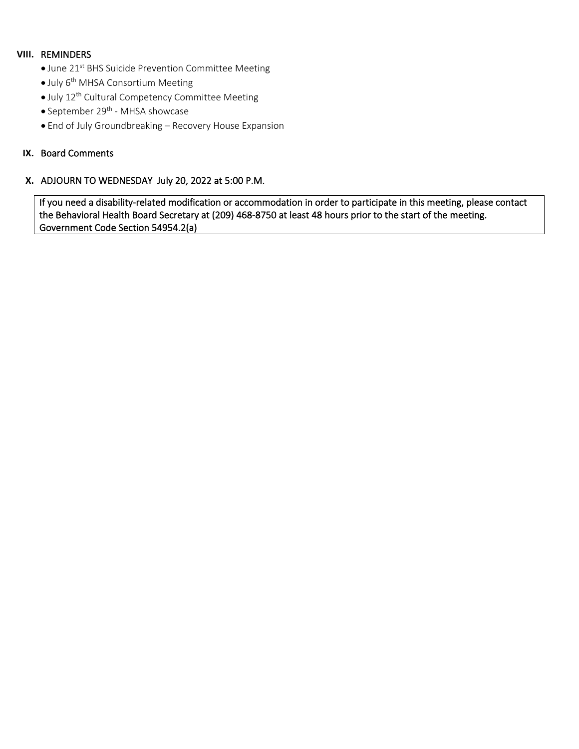## VIII. REMINDERS

- June 21st BHS Suicide Prevention Committee Meeting
- July 6th MHSA Consortium Meeting
- July 12th Cultural Competency Committee Meeting
- September 29th - MHSA showcase
- End of July Groundbreaking – Recovery House Expansion

## IX. Board Comments

## X. ADJOURN TO WEDNESDAY July 20, 2022 at 5:00 P.M.

If you need a disability-related modification or accommodation in order to participate in this meeting, please contact the Behavioral Health Board Secretary at (209) 468-8750 at least 48 hours prior to the start of the meeting. Government Code Section 54954.2(a)